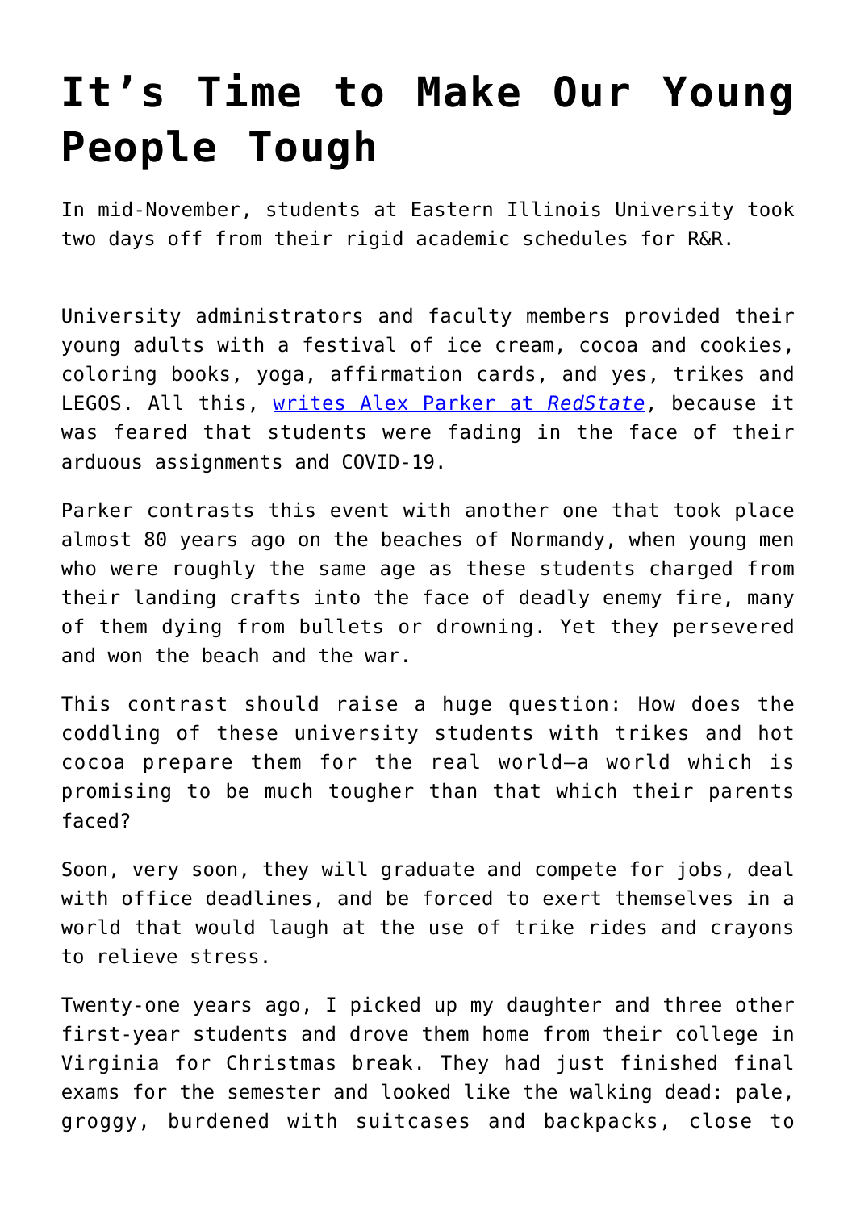# It's Time to Make Our Young People Tough

In mid-November, students at Eastern Illinois University took two days off from their rigid academic schedules for R&R.

University administrators and faculty members provided their young adults with a festival of ice cream, cocoa and cookies, coloring books, yoga, affirmation cards, and yes, trikes and LEGOS. All this, [writes Alex Parker at *RedState*](), because it was feared that students were fading in the face of their arduous assignments and COVID-19.

Parker contrasts this event with another one that took place almost 80 years ago on the beaches of Normandy, when young men who were roughly the same age as these students charged from their landing crafts into the face of deadly enemy fire, many of them dying from bullets or drowning. Yet they persevered and won the beach and the war.

This contrast should raise a huge question: How does the coddling of these university students with trikes and hot cocoa prepare them for the real world—a world which is promising to be much tougher than that which their parents faced?

Soon, very soon, they will graduate and compete for jobs, deal with office deadlines, and be forced to exert themselves in a world that would laugh at the use of trike rides and crayons to relieve stress.

Twenty-one years ago, I picked up my daughter and three other first-year students and drove them home from their college in Virginia for Christmas break. They had just finished final exams for the semester and looked like the walking dead: pale, groggy, burdened with suitcases and backpacks, close to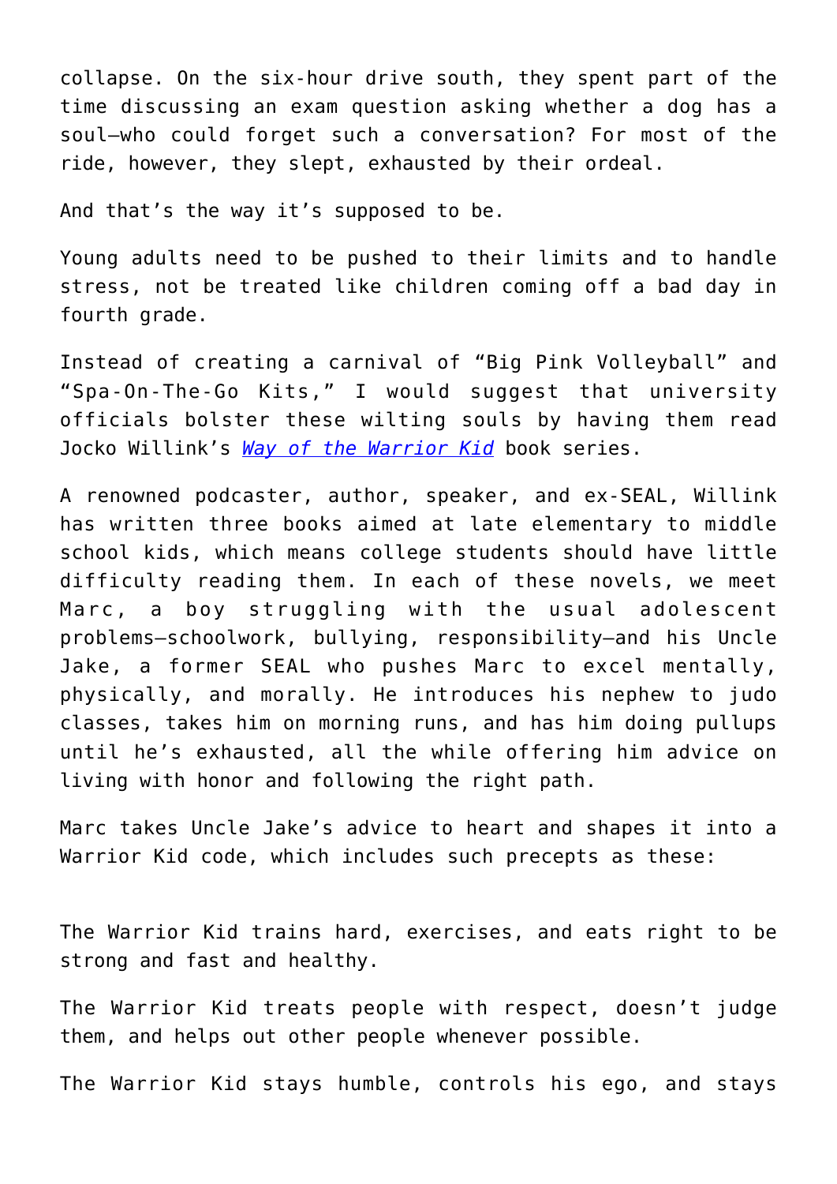collapse. On the six-hour drive south, they spent part of the time discussing an exam question asking whether a dog has a soul—who could forget such a conversation? For most of the ride, however, they slept, exhausted by their ordeal.

And that's the way it's supposed to be.

Young adults need to be pushed to their limits and to handle stress, not be treated like children coming off a bad day in fourth grade.

Instead of creating a carnival of "Big Pink Volleyball" and "Spa-On-The-Go Kits," I would suggest that university officials bolster these wilting souls by having them read Jocko Willink's *Way of the Warrior Kid* book series.

A renowned podcaster, author, speaker, and ex-SEAL, Willink has written three books aimed at late elementary to middle school kids, which means college students should have little difficulty reading them. In each of these novels, we meet Marc, a boy struggling with the usual adolescent problems—schoolwork, bullying, responsibility—and his Uncle Jake, a former SEAL who pushes Marc to excel mentally, physically, and morally. He introduces his nephew to judo classes, takes him on morning runs, and has him doing pullups until he's exhausted, all the while offering him advice on living with honor and following the right path.

Marc takes Uncle Jake's advice to heart and shapes it into a Warrior Kid code, which includes such precepts as these:

The Warrior Kid trains hard, exercises, and eats right to be strong and fast and healthy.

The Warrior Kid treats people with respect, doesn't judge them, and helps out other people whenever possible.

The Warrior Kid stays humble, controls his ego, and stays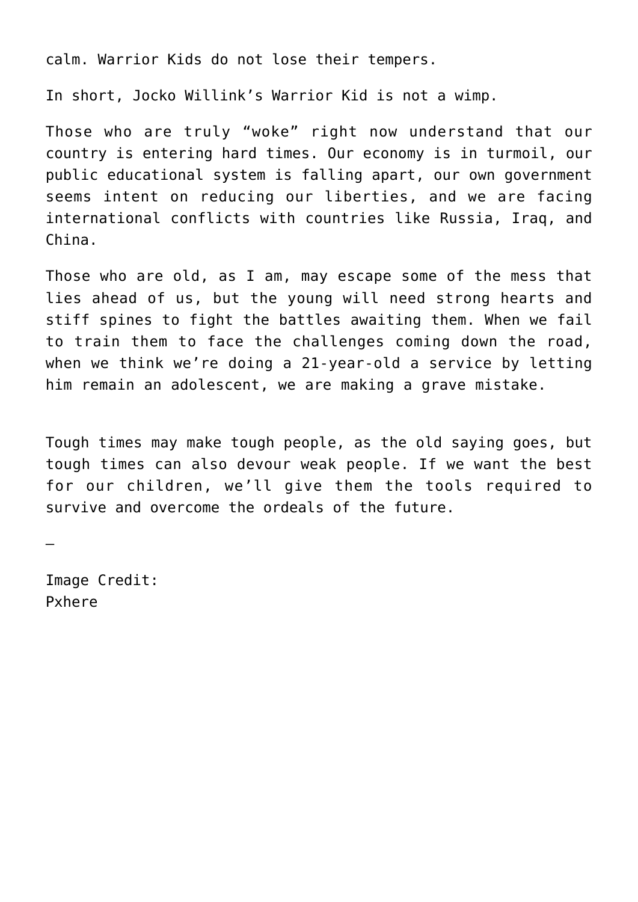calm. Warrior Kids do not lose their tempers.

In short, Jocko Willink's Warrior Kid is not a wimp.

Those who are truly "woke" right now understand that our country is entering hard times. Our economy is in turmoil, our public educational system is falling apart, our own government seems intent on reducing our liberties, and we are facing international conflicts with countries like Russia, Iraq, and China.

Those who are old, as I am, may escape some of the mess that lies ahead of us, but the young will need strong hearts and stiff spines to fight the battles awaiting them. When we fail to train them to face the challenges coming down the road, when we think we're doing a 21-year-old a service by letting him remain an adolescent, we are making a grave mistake.

Tough times may make tough people, as the old saying goes, but tough times can also devour weak people. If we want the best for our children, we'll give them the tools required to survive and overcome the ordeals of the future.

—

Image Credit:
Pxhere